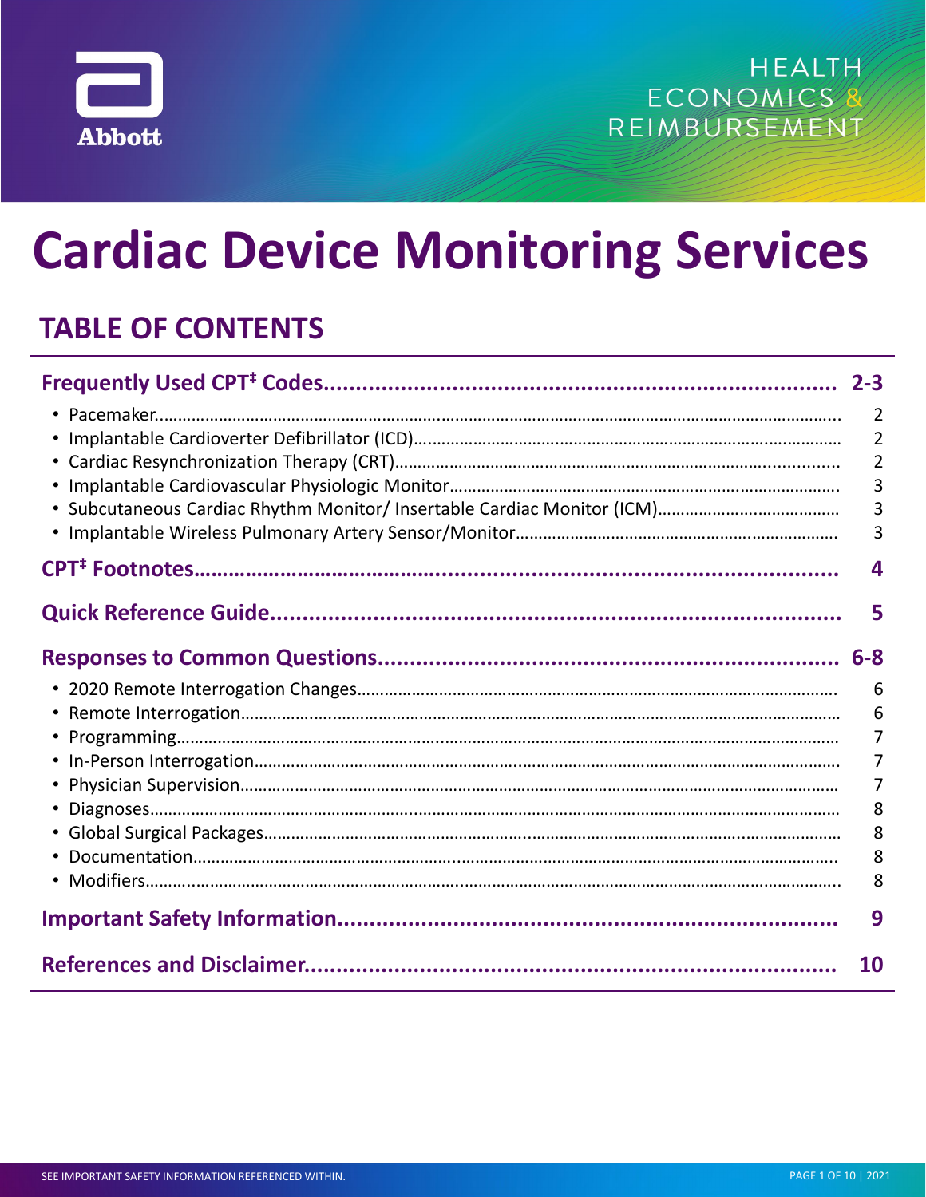Abbott

HEALTH ECONOMICS & REIMBURSEMENT

# Cardiac Device Monitoring Services

## TABLE OF CONTENTS

| | |
|---|---|
| **Frequently Used CPT‡ Codes** | **2-3** |
| • Pacemaker | 2 |
| • Implantable Cardioverter Defibrillator (ICD) | 2 |
| • Cardiac Resynchronization Therapy (CRT) | 2 |
| • Implantable Cardiovascular Physiologic Monitor | 3 |
| • Subcutaneous Cardiac Rhythm Monitor/ Insertable Cardiac Monitor (ICM) | 3 |
| • Implantable Wireless Pulmonary Artery Sensor/Monitor | 3 |
| **CPT‡ Footnotes** | **4** |
| **Quick Reference Guide** | **5** |
| **Responses to Common Questions** | **6-8** |
| • 2020 Remote Interrogation Changes | 6 |
| • Remote Interrogation | 6 |
| • Programming | 7 |
| • In-Person Interrogation | 7 |
| • Physician Supervision | 7 |
| • Diagnoses | 8 |
| • Global Surgical Packages | 8 |
| • Documentation | 8 |
| • Modifiers | 8 |
| **Important Safety Information** | **9** |
| **References and Disclaimer** | **10** |

SEE IMPORTANT SAFETY INFORMATION REFERENCED WITHIN.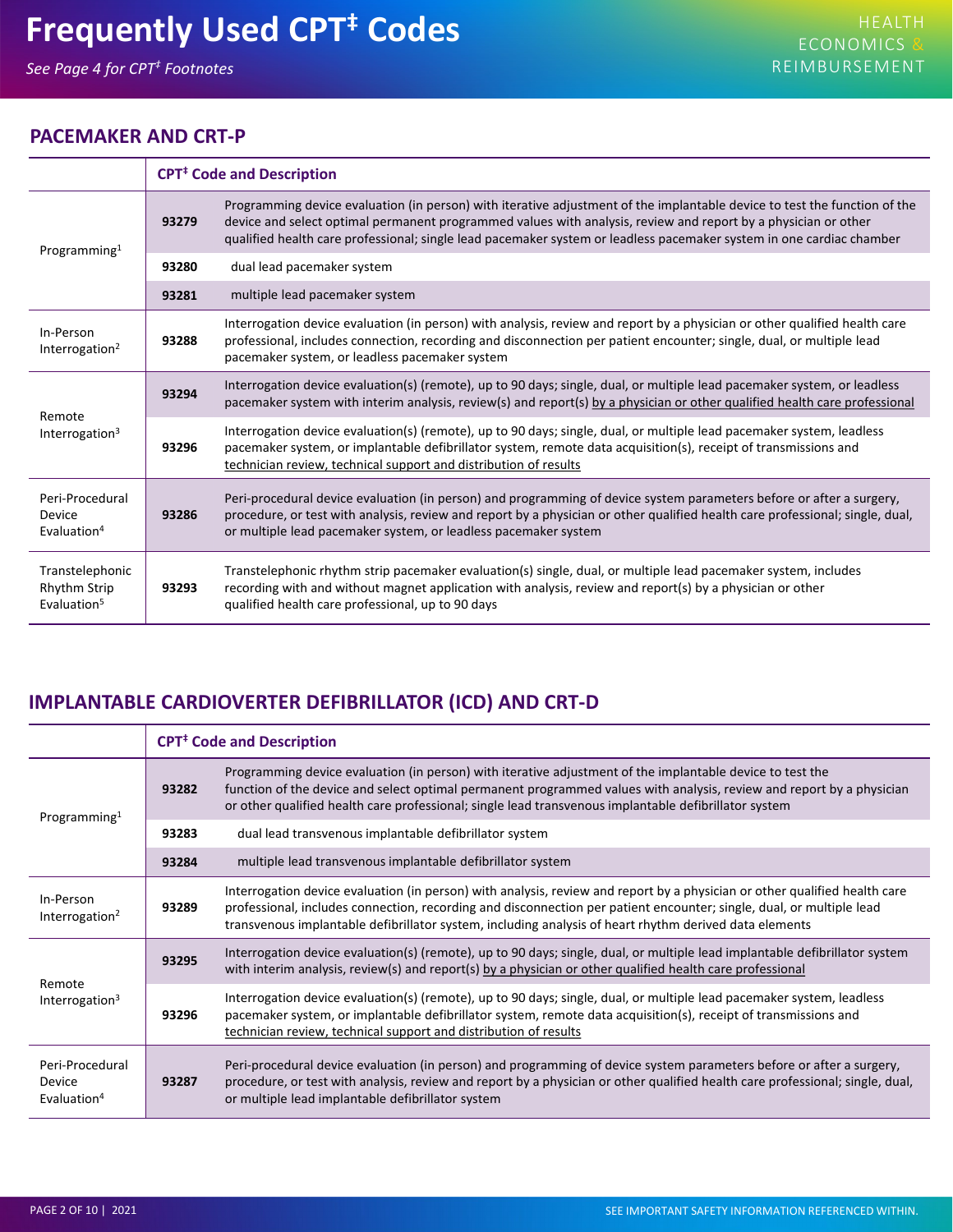# Frequently Used CPT[‡] Codes

*See Page 4 for CPT[‡] Footnotes*

## PACEMAKER AND CRT-P

| | CPT[‡] Code and Description | |
|---|---|---|
| Programming[1] | **93279** | Programming device evaluation (in person) with iterative adjustment of the implantable device to test the function of the device and select optimal permanent programmed values with analysis, review and report by a physician or other qualified health care professional; single lead pacemaker system or leadless pacemaker system in one cardiac chamber |
| | **93280** | dual lead pacemaker system |
| | **93281** | multiple lead pacemaker system |
| In-Person Interrogation[2] | **93288** | Interrogation device evaluation (in person) with analysis, review and report by a physician or other qualified health care professional, includes connection, recording and disconnection per patient encounter; single, dual, or multiple lead pacemaker system, or leadless pacemaker system |
| Remote Interrogation[3] | **93294** | Interrogation device evaluation(s) (remote), up to 90 days; single, dual, or multiple lead pacemaker system, or leadless pacemaker system with interim analysis, review(s) and report(s) by a physician or other qualified health care professional |
| | **93296** | Interrogation device evaluation(s) (remote), up to 90 days; single, dual, or multiple lead pacemaker system, leadless pacemaker system, or implantable defibrillator system, remote data acquisition(s), receipt of transmissions and technician review, technical support and distribution of results |
| Peri-Procedural Device Evaluation[4] | **93286** | Peri-procedural device evaluation (in person) and programming of device system parameters before or after a surgery, procedure, or test with analysis, review and report by a physician or other qualified health care professional; single, dual, or multiple lead pacemaker system, or leadless pacemaker system |
| Transtelephonic Rhythm Strip Evaluation[5] | **93293** | Transtelephonic rhythm strip pacemaker evaluation(s) single, dual, or multiple lead pacemaker system, includes recording with and without magnet application with analysis, review and report(s) by a physician or other qualified health care professional, up to 90 days |

## IMPLANTABLE CARDIOVERTER DEFIBRILLATOR (ICD) AND CRT-D

| | CPT[‡] Code and Description | |
|---|---|---|
| Programming[1] | **93282** | Programming device evaluation (in person) with iterative adjustment of the implantable device to test the function of the device and select optimal permanent programmed values with analysis, review and report by a physician or other qualified health care professional; single lead transvenous implantable defibrillator system |
| | **93283** | dual lead transvenous implantable defibrillator system |
| | **93284** | multiple lead transvenous implantable defibrillator system |
| In-Person Interrogation[2] | **93289** | Interrogation device evaluation (in person) with analysis, review and report by a physician or other qualified health care professional, includes connection, recording and disconnection per patient encounter; single, dual, or multiple lead transvenous implantable defibrillator system, including analysis of heart rhythm derived data elements |
| Remote Interrogation[3] | **93295** | Interrogation device evaluation(s) (remote), up to 90 days; single, dual, or multiple lead implantable defibrillator system with interim analysis, review(s) and report(s) by a physician or other qualified health care professional |
| | **93296** | Interrogation device evaluation(s) (remote), up to 90 days; single, dual, or multiple lead pacemaker system, leadless pacemaker system, or implantable defibrillator system, remote data acquisition(s), receipt of transmissions and technician review, technical support and distribution of results |
| Peri-Procedural Device Evaluation[4] | **93287** | Peri-procedural device evaluation (in person) and programming of device system parameters before or after a surgery, procedure, or test with analysis, review and report by a physician or other qualified health care professional; single, dual, or multiple lead implantable defibrillator system |

SEE IMPORTANT SAFETY INFORMATION REFERENCED WITHIN.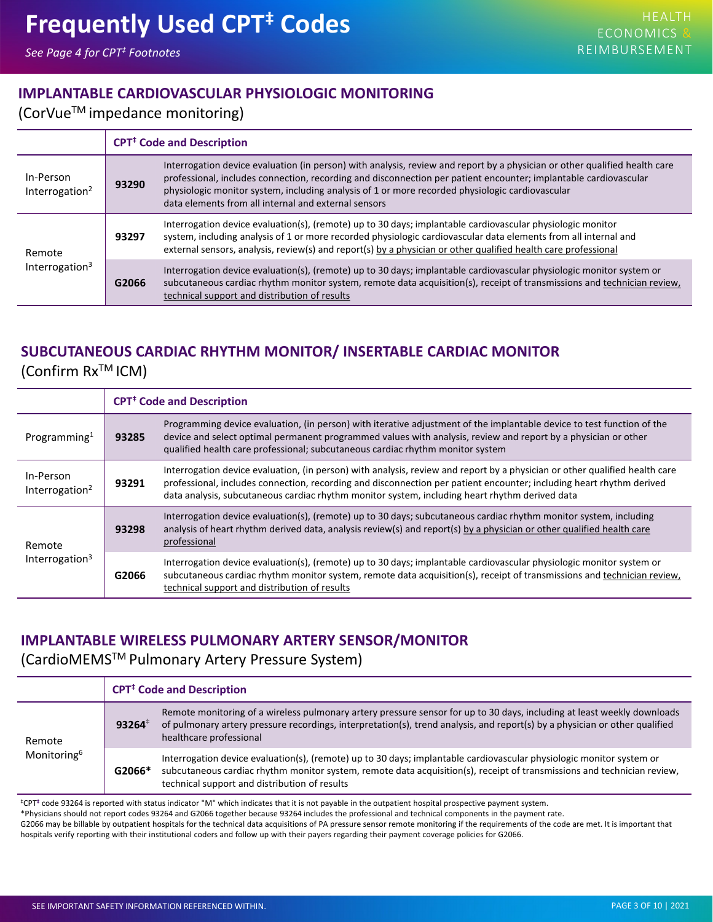# Frequently Used CPT‡ Codes

*See Page 4 for CPT‡ Footnotes*

## IMPLANTABLE CARDIOVASCULAR PHYSIOLOGIC MONITORING

(CorVue™ impedance monitoring)

| | CPT‡ Code and Description | |
|---|---|---|
| In-Person Interrogation[2] | **93290** | Interrogation device evaluation (in person) with analysis, review and report by a physician or other qualified health care professional, includes connection, recording and disconnection per patient encounter; implantable cardiovascular physiologic monitor system, including analysis of 1 or more recorded physiologic cardiovascular data elements from all internal and external sensors |
| Remote Interrogation[3] | **93297** | Interrogation device evaluation(s), (remote) up to 30 days; implantable cardiovascular physiologic monitor system, including analysis of 1 or more recorded physiologic cardiovascular data elements from all internal and external sensors, analysis, review(s) and report(s) by a physician or other qualified health care professional |
| | **G2066** | Interrogation device evaluation(s), (remote) up to 30 days; implantable cardiovascular physiologic monitor system or subcutaneous cardiac rhythm monitor system, remote data acquisition(s), receipt of transmissions and technician review, technical support and distribution of results |

## SUBCUTANEOUS CARDIAC RHYTHM MONITOR/ INSERTABLE CARDIAC MONITOR

(Confirm Rx™ ICM)

| | CPT‡ Code and Description | |
|---|---|---|
| Programming[1] | **93285** | Programming device evaluation, (in person) with iterative adjustment of the implantable device to test function of the device and select optimal permanent programmed values with analysis, review and report by a physician or other qualified health care professional; subcutaneous cardiac rhythm monitor system |
| In-Person Interrogation[2] | **93291** | Interrogation device evaluation, (in person) with analysis, review and report by a physician or other qualified health care professional, includes connection, recording and disconnection per patient encounter; including heart rhythm derived data analysis, subcutaneous cardiac rhythm monitor system, including heart rhythm derived data |
| Remote Interrogation[3] | **93298** | Interrogation device evaluation(s), (remote) up to 30 days; subcutaneous cardiac rhythm monitor system, including analysis of heart rhythm derived data, analysis review(s) and report(s) by a physician or other qualified health care professional |
| | **G2066** | Interrogation device evaluation(s), (remote) up to 30 days; implantable cardiovascular physiologic monitor system or subcutaneous cardiac rhythm monitor system, remote data acquisition(s), receipt of transmissions and technician review, technical support and distribution of results |

## IMPLANTABLE WIRELESS PULMONARY ARTERY SENSOR/MONITOR

(CardioMEMS™ Pulmonary Artery Pressure System)

| | CPT‡ Code and Description | |
|---|---|---|
| Remote Monitoring[6] | **93264**‡ | Remote monitoring of a wireless pulmonary artery pressure sensor for up to 30 days, including at least weekly downloads of pulmonary artery pressure recordings, interpretation(s), trend analysis, and report(s) by a physician or other qualified healthcare professional |
| | **G2066*** | Interrogation device evaluation(s), (remote) up to 30 days; implantable cardiovascular physiologic monitor system or subcutaneous cardiac rhythm monitor system, remote data acquisition(s), receipt of transmissions and technician review, technical support and distribution of results |

‡CPT‡ code 93264 is reported with status indicator "M" which indicates that it is not payable in the outpatient hospital prospective payment system.

*Physicians should not report codes 93264 and G2066 together because 93264 includes the professional and technical components in the payment rate.

G2066 may be billable by outpatient hospitals for the technical data acquisitions of PA pressure sensor remote monitoring if the requirements of the code are met. It is important that hospitals verify reporting with their institutional coders and follow up with their payers regarding their payment coverage policies for G2066.

SEE IMPORTANT SAFETY INFORMATION REFERENCED WITHIN.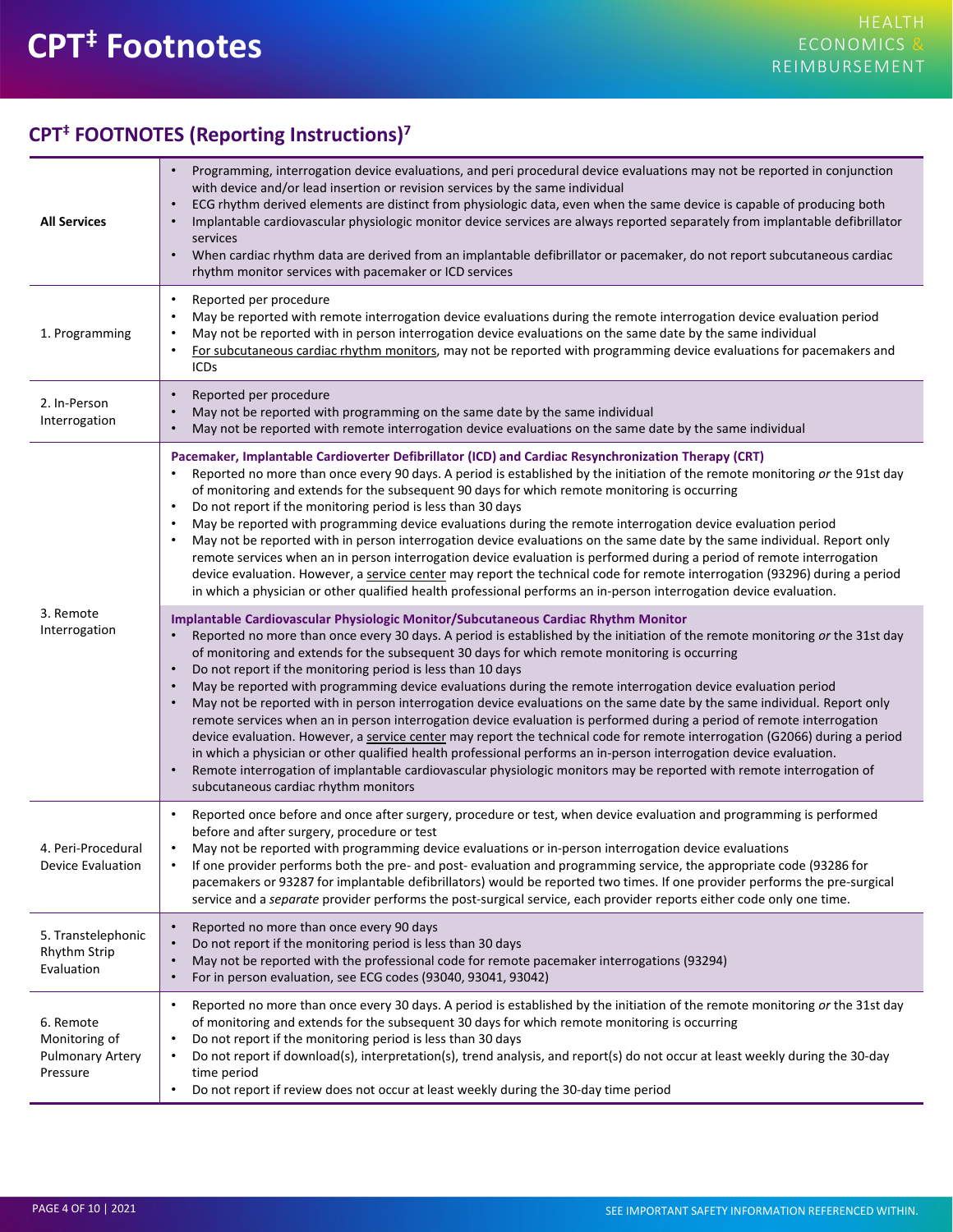# CPT‡ Footnotes

## CPT‡ FOOTNOTES (Reporting Instructions)[7]

| | |
|---|---|
| **All Services** | • Programming, interrogation device evaluations, and peri procedural device evaluations may not be reported in conjunction with device and/or lead insertion or revision services by the same individual<br>• ECG rhythm derived elements are distinct from physiologic data, even when the same device is capable of producing both<br>• Implantable cardiovascular physiologic monitor device services are always reported separately from implantable defibrillator services<br>• When cardiac rhythm data are derived from an implantable defibrillator or pacemaker, do not report subcutaneous cardiac rhythm monitor services with pacemaker or ICD services |
| 1. Programming | • Reported per procedure<br>• May be reported with remote interrogation device evaluations during the remote interrogation device evaluation period<br>• May not be reported with in person interrogation device evaluations on the same date by the same individual<br>• For subcutaneous cardiac rhythm monitors, may not be reported with programming device evaluations for pacemakers and ICDs |
| 2. In-Person Interrogation | • Reported per procedure<br>• May not be reported with programming on the same date by the same individual<br>• May not be reported with remote interrogation device evaluations on the same date by the same individual |
| 3. Remote Interrogation | **Pacemaker, Implantable Cardioverter Defibrillator (ICD) and Cardiac Resynchronization Therapy (CRT)**<br>• Reported no more than once every 90 days. A period is established by the initiation of the remote monitoring *or* the 91st day of monitoring and extends for the subsequent 90 days for which remote monitoring is occurring<br>• Do not report if the monitoring period is less than 30 days<br>• May be reported with programming device evaluations during the remote interrogation device evaluation period<br>• May not be reported with in person interrogation device evaluations on the same date by the same individual. Report only remote services when an in person interrogation device evaluation is performed during a period of remote interrogation device evaluation. However, a service center may report the technical code for remote interrogation (93296) during a period in which a physician or other qualified health professional performs an in-person interrogation device evaluation.<br><br>**Implantable Cardiovascular Physiologic Monitor/Subcutaneous Cardiac Rhythm Monitor**<br>• Reported no more than once every 30 days. A period is established by the initiation of the remote monitoring *or* the 31st day of monitoring and extends for the subsequent 30 days for which remote monitoring is occurring<br>• Do not report if the monitoring period is less than 10 days<br>• May be reported with programming device evaluations during the remote interrogation device evaluation period<br>• May not be reported with in person interrogation device evaluations on the same date by the same individual. Report only remote services when an in person interrogation device evaluation is performed during a period of remote interrogation device evaluation. However, a service center may report the technical code for remote interrogation (G2066) during a period in which a physician or other qualified health professional performs an in-person interrogation device evaluation.<br>• Remote interrogation of implantable cardiovascular physiologic monitors may be reported with remote interrogation of subcutaneous cardiac rhythm monitors |
| 4. Peri-Procedural Device Evaluation | • Reported once before and once after surgery, procedure or test, when device evaluation and programming is performed before and after surgery, procedure or test<br>• May not be reported with programming device evaluations or in-person interrogation device evaluations<br>• If one provider performs both the pre- and post- evaluation and programming service, the appropriate code (93286 for pacemakers or 93287 for implantable defibrillators) would be reported two times. If one provider performs the pre-surgical service and a *separate* provider performs the post-surgical service, each provider reports either code only one time. |
| 5. Transtelephonic Rhythm Strip Evaluation | • Reported no more than once every 90 days<br>• Do not report if the monitoring period is less than 30 days<br>• May not be reported with the professional code for remote pacemaker interrogations (93294)<br>• For in person evaluation, see ECG codes (93040, 93041, 93042) |
| 6. Remote Monitoring of Pulmonary Artery Pressure | • Reported no more than once every 30 days. A period is established by the initiation of the remote monitoring *or* the 31st day of monitoring and extends for the subsequent 30 days for which remote monitoring is occurring<br>• Do not report if the monitoring period is less than 30 days<br>• Do not report if download(s), interpretation(s), trend analysis, and report(s) do not occur at least weekly during the 30-day time period<br>• Do not report if review does not occur at least weekly during the 30-day time period |

SEE IMPORTANT SAFETY INFORMATION REFERENCED WITHIN.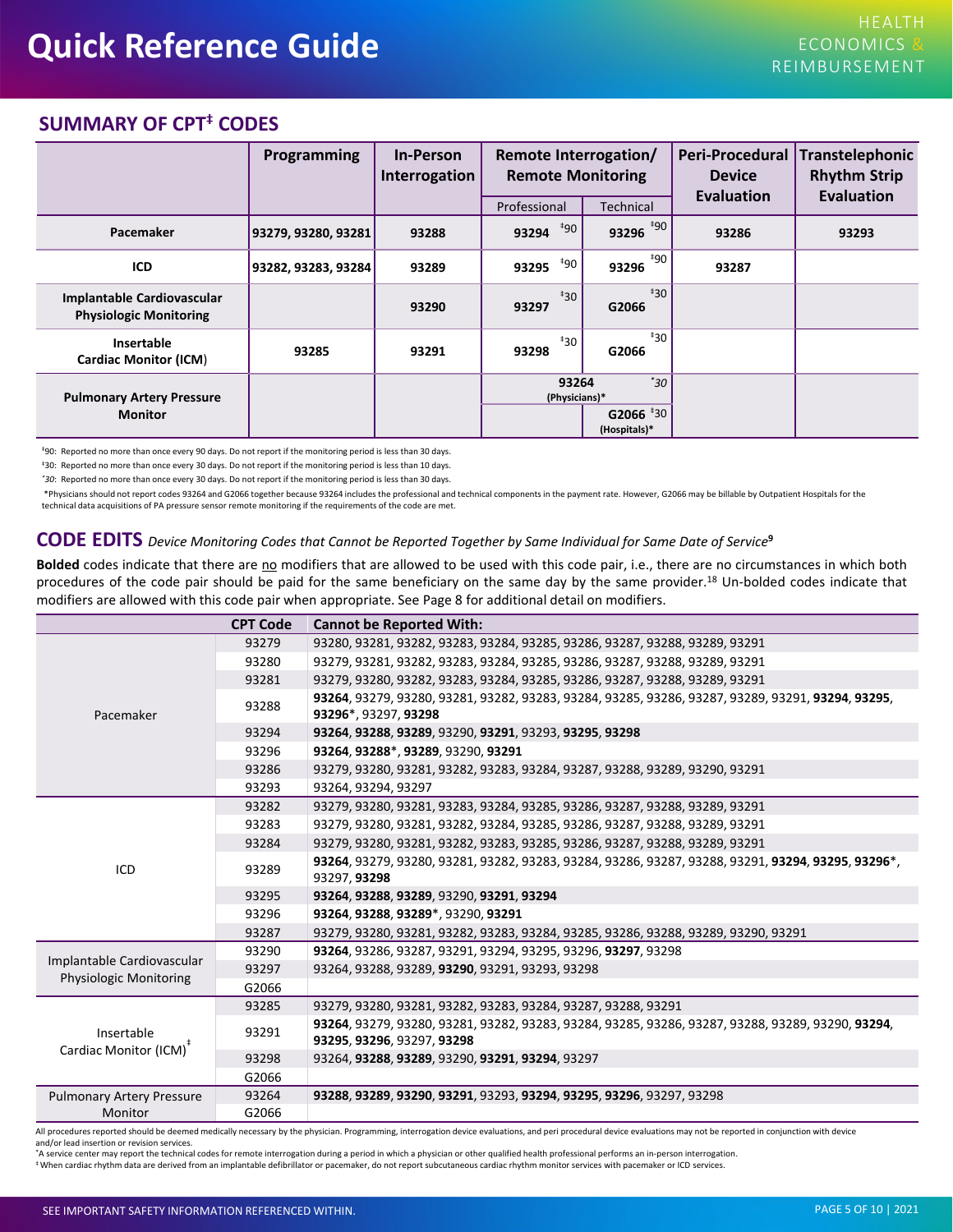## SUMMARY OF CPT[‡] CODES

| | Programming | In-Person Interrogation | Remote Interrogation/ Remote Monitoring | | Peri-Procedural Device Evaluation | Transtelephonic Rhythm Strip Evaluation |
|---|---|---|---|---|---|---|
| | | | Professional | Technical | | |
| **Pacemaker** | **93279, 93280, 93281** | **93288** | **93294** [‡90] | **93296** [‡90] | **93286** | **93293** |
| **ICD** | **93282, 93283, 93284** | **93289** | **93295** [‡90] | **93296** [‡90] | **93287** | |
| **Implantable Cardiovascular Physiologic Monitoring** | | **93290** | **93297** [‡30] | **G2066** [‡30] | | |
| **Insertable Cardiac Monitor (ICM)** | **93285** | **93291** | **93298** [‡30] | **G2066** [‡30] | | |
| **Pulmonary Artery Pressure Monitor** | | | **93264** (Physicians)* [ˆ30] | | | |
| | | | | **G2066** [‡30] (Hospitals)* | | |

‡90: Reported no more than once every 90 days. Do not report if the monitoring period is less than 30 days.

‡30: Reported no more than once every 30 days. Do not report if the monitoring period is less than 10 days.

ˆ*30*: Reported no more than once every 30 days. Do not report if the monitoring period is less than 30 days.

*Physicians should not report codes 93264 and G2066 together because 93264 includes the professional and technical components in the payment rate. However, G2066 may be billable by Outpatient Hospitals for the technical data acquisitions of PA pressure sensor remote monitoring if the requirements of the code are met.

## CODE EDITS *Device Monitoring Codes that Cannot be Reported Together by Same Individual for Same Date of Service*[9]

**Bolded** codes indicate that there are no modifiers that are allowed to be used with this code pair, i.e., there are no circumstances in which both procedures of the code pair should be paid for the same beneficiary on the same day by the same provider.[18] Un-bolded codes indicate that modifiers are allowed with this code pair when appropriate. See Page 8 for additional detail on modifiers.

| | CPT Code | Cannot be Reported With: |
|---|---|---|
| Pacemaker | 93279 | 93280, 93281, 93282, 93283, 93284, 93285, 93286, 93287, 93288, 93289, 93291 |
| | 93280 | 93279, 93281, 93282, 93283, 93284, 93285, 93286, 93287, 93288, 93289, 93291 |
| | 93281 | 93279, 93280, 93282, 93283, 93284, 93285, 93286, 93287, 93288, 93289, 93291 |
| | 93288 | **93264**, 93279, 93280, 93281, 93282, 93283, 93284, 93285, 93286, 93287, 93289, 93291, **93294**, **93295**, **93296***, 93297, **93298** |
| | 93294 | **93264**, **93288**, **93289**, 93290, **93291**, 93293, **93295**, **93298** |
| | 93296 | **93264**, **93288***, **93289**, 93290, **93291** |
| | 93286 | 93279, 93280, 93281, 93282, 93283, 93284, 93287, 93288, 93289, 93290, 93291 |
| | 93293 | 93264, 93294, 93297 |
| ICD | 93282 | 93279, 93280, 93281, 93283, 93284, 93285, 93286, 93287, 93288, 93289, 93291 |
| | 93283 | 93279, 93280, 93281, 93282, 93284, 93285, 93286, 93287, 93288, 93289, 93291 |
| | 93284 | 93279, 93280, 93281, 93282, 93283, 93285, 93286, 93287, 93288, 93289, 93291 |
| | 93289 | **93264**, 93279, 93280, 93281, 93282, 93283, 93284, 93286, 93287, 93288, 93291, **93294**, **93295**, **93296***, 93297, **93298** |
| | 93295 | **93264**, **93288**, **93289**, 93290, **93291**, **93294** |
| | 93296 | **93264**, **93288**, **93289***, 93290, **93291** |
| | 93287 | 93279, 93280, 93281, 93282, 93283, 93284, 93285, 93286, 93288, 93289, 93290, 93291 |
| Implantable Cardiovascular Physiologic Monitoring | 93290 | **93264**, 93286, 93287, 93291, 93294, 93295, 93296, **93297**, 93298 |
| | 93297 | 93264, 93288, 93289, **93290**, 93291, 93293, 93298 |
| | G2066 | |
| Insertable Cardiac Monitor (ICM)[‡] | 93285 | 93279, 93280, 93281, 93282, 93283, 93284, 93287, 93288, 93291 |
| | 93291 | **93264**, 93279, 93280, 93281, 93282, 93283, 93284, 93285, 93286, 93287, 93288, 93289, 93290, **93294**, **93295**, **93296**, 93297, **93298** |
| | 93298 | 93264, **93288**, **93289**, 93290, **93291**, **93294**, 93297 |
| | G2066 | |
| Pulmonary Artery Pressure Monitor | 93264 | **93288**, **93289**, **93290**, **93291**, 93293, **93294**, **93295**, **93296**, 93297, 93298 |
| | G2066 | |

All procedures reported should be deemed medically necessary by the physician. Programming, interrogation device evaluations, and peri procedural device evaluations may not be reported in conjunction with device and/or lead insertion or revision services.

*A service center may report the technical codes for remote interrogation during a period in which a physician or other qualified health professional performs an in-person interrogation.

‡ When cardiac rhythm data are derived from an implantable defibrillator or pacemaker, do not report subcutaneous cardiac rhythm monitor services with pacemaker or ICD services.

SEE IMPORTANT SAFETY INFORMATION REFERENCED WITHIN.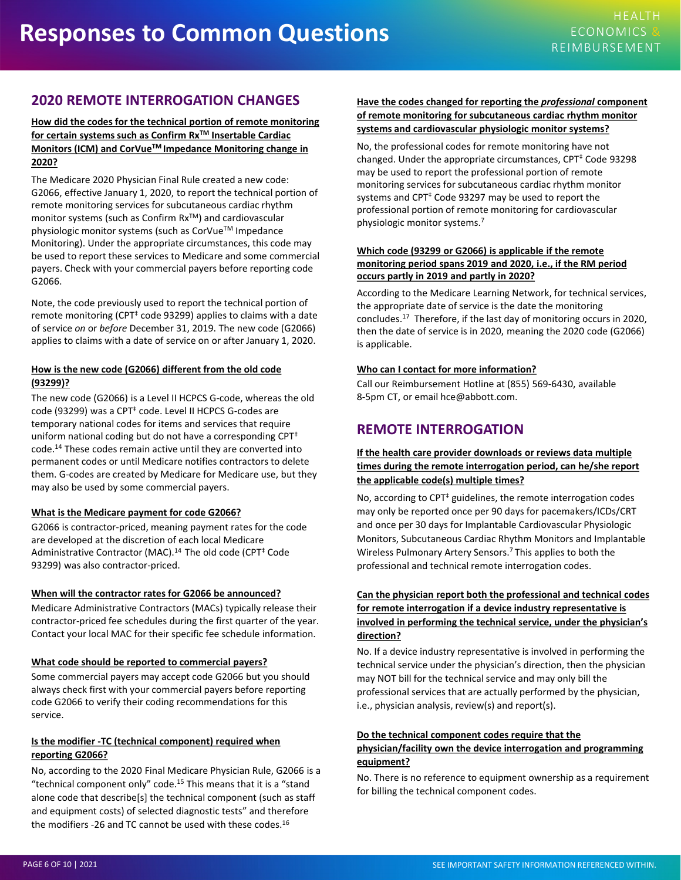# Responses to Common Questions

## 2020 REMOTE INTERROGATION CHANGES

**How did the codes for the technical portion of remote monitoring for certain systems such as Confirm Rx™ Insertable Cardiac Monitors (ICM) and CorVue™ Impedance Monitoring change in 2020?**

The Medicare 2020 Physician Final Rule created a new code: G2066, effective January 1, 2020, to report the technical portion of remote monitoring services for subcutaneous cardiac rhythm monitor systems (such as Confirm Rx™) and cardiovascular physiologic monitor systems (such as CorVue™ Impedance Monitoring). Under the appropriate circumstances, this code may be used to report these services to Medicare and some commercial payers. Check with your commercial payers before reporting code G2066.

Note, the code previously used to report the technical portion of remote monitoring (CPT‡ code 93299) applies to claims with a date of service *on* or *before* December 31, 2019. The new code (G2066) applies to claims with a date of service on or after January 1, 2020.

**How is the new code (G2066) different from the old code (93299)?**

The new code (G2066) is a Level II HCPCS G-code, whereas the old code (93299) was a CPT‡ code. Level II HCPCS G-codes are temporary national codes for items and services that require uniform national coding but do not have a corresponding CPT‡ code.[14] These codes remain active until they are converted into permanent codes or until Medicare notifies contractors to delete them. G-codes are created by Medicare for Medicare use, but they may also be used by some commercial payers.

**What is the Medicare payment for code G2066?**

G2066 is contractor-priced, meaning payment rates for the code are developed at the discretion of each local Medicare Administrative Contractor (MAC).[14] The old code (CPT‡ Code 93299) was also contractor-priced.

**When will the contractor rates for G2066 be announced?**

Medicare Administrative Contractors (MACs) typically release their contractor-priced fee schedules during the first quarter of the year. Contact your local MAC for their specific fee schedule information.

**What code should be reported to commercial payers?**

Some commercial payers may accept code G2066 but you should always check first with your commercial payers before reporting code G2066 to verify their coding recommendations for this service.

**Is the modifier -TC (technical component) required when reporting G2066?**

No, according to the 2020 Final Medicare Physician Rule, G2066 is a "technical component only" code.[15] This means that it is a "stand alone code that describe[s] the technical component (such as staff and equipment costs) of selected diagnostic tests" and therefore the modifiers -26 and TC cannot be used with these codes.[16]

**Have the codes changed for reporting the *professional* component of remote monitoring for subcutaneous cardiac rhythm monitor systems and cardiovascular physiologic monitor systems?**

No, the professional codes for remote monitoring have not changed. Under the appropriate circumstances, CPT‡ Code 93298 may be used to report the professional portion of remote monitoring services for subcutaneous cardiac rhythm monitor systems and CPT‡ Code 93297 may be used to report the professional portion of remote monitoring for cardiovascular physiologic monitor systems.[7]

**Which code (93299 or G2066) is applicable if the remote monitoring period spans 2019 and 2020, i.e., if the RM period occurs partly in 2019 and partly in 2020?**

According to the Medicare Learning Network, for technical services, the appropriate date of service is the date the monitoring concludes.[17] Therefore, if the last day of monitoring occurs in 2020, then the date of service is in 2020, meaning the 2020 code (G2066) is applicable.

**Who can I contact for more information?**

Call our Reimbursement Hotline at (855) 569-6430, available 8-5pm CT, or email hce@abbott.com.

## REMOTE INTERROGATION

**If the health care provider downloads or reviews data multiple times during the remote interrogation period, can he/she report the applicable code(s) multiple times?**

No, according to CPT‡ guidelines, the remote interrogation codes may only be reported once per 90 days for pacemakers/ICDs/CRT and once per 30 days for Implantable Cardiovascular Physiologic Monitors, Subcutaneous Cardiac Rhythm Monitors and Implantable Wireless Pulmonary Artery Sensors.[7] This applies to both the professional and technical remote interrogation codes.

**Can the physician report both the professional and technical codes for remote interrogation if a device industry representative is involved in performing the technical service, under the physician's direction?**

No. If a device industry representative is involved in performing the technical service under the physician's direction, then the physician may NOT bill for the technical service and may only bill the professional services that are actually performed by the physician, i.e., physician analysis, review(s) and report(s).

**Do the technical component codes require that the physician/facility own the device interrogation and programming equipment?**

No. There is no reference to equipment ownership as a requirement for billing the technical component codes.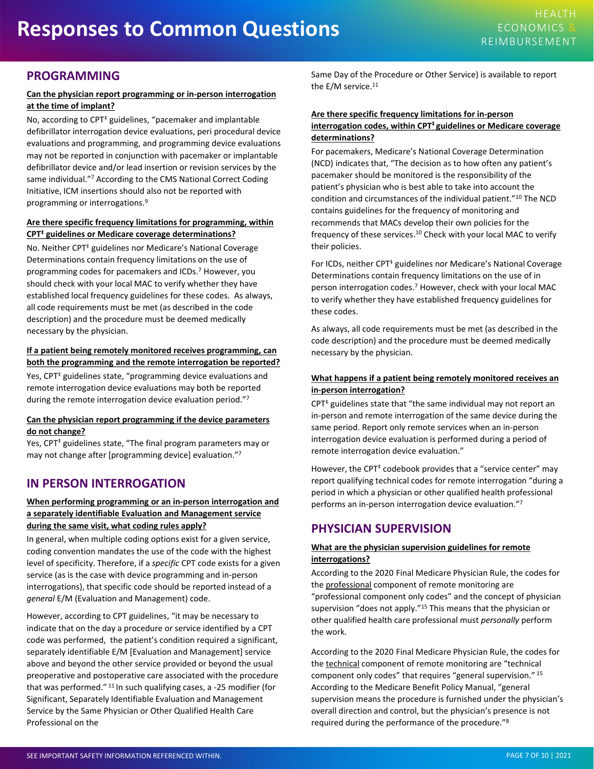# Responses to Common Questions

## PROGRAMMING

**Can the physician report programming or in-person interrogation at the time of implant?**

No, according to CPT‡ guidelines, "pacemaker and implantable defibrillator interrogation device evaluations, peri procedural device evaluations and programming, and programming device evaluations may not be reported in conjunction with pacemaker or implantable defibrillator device and/or lead insertion or revision services by the same individual."[7] According to the CMS National Correct Coding Initiative, ICM insertions should also not be reported with programming or interrogations.[9]

**Are there specific frequency limitations for programming, within CPT‡ guidelines or Medicare coverage determinations?**

No. Neither CPT‡ guidelines nor Medicare's National Coverage Determinations contain frequency limitations on the use of programming codes for pacemakers and ICDs.[7] However, you should check with your local MAC to verify whether they have established local frequency guidelines for these codes. As always, all code requirements must be met (as described in the code description) and the procedure must be deemed medically necessary by the physician.

**If a patient being remotely monitored receives programming, can both the programming and the remote interrogation be reported?**

Yes, CPT‡ guidelines state, "programming device evaluations and remote interrogation device evaluations may both be reported during the remote interrogation device evaluation period."[7]

**Can the physician report programming if the device parameters do not change?**

Yes, CPT‡ guidelines state, "The final program parameters may or may not change after [programming device] evaluation."[7]

## IN PERSON INTERROGATION

**When performing programming or an in-person interrogation and a separately identifiable Evaluation and Management service during the same visit, what coding rules apply?**

In general, when multiple coding options exist for a given service, coding convention mandates the use of the code with the highest level of specificity. Therefore, if a *specific* CPT code exists for a given service (as is the case with device programming and in-person interrogations), that specific code should be reported instead of a *general* E/M (Evaluation and Management) code.

However, according to CPT guidelines, "it may be necessary to indicate that on the day a procedure or service identified by a CPT code was performed, the patient's condition required a significant, separately identifiable E/M [Evaluation and Management] service above and beyond the other service provided or beyond the usual preoperative and postoperative care associated with the procedure that was performed."[11] In such qualifying cases, a -25 modifier (for Significant, Separately Identifiable Evaluation and Management Service by the Same Physician or Other Qualified Health Care Professional on the Same Day of the Procedure or Other Service) is available to report the E/M service.[11]

**Are there specific frequency limitations for in-person interrogation codes, within CPT‡ guidelines or Medicare coverage determinations?**

For pacemakers, Medicare's National Coverage Determination (NCD) indicates that, "The decision as to how often any patient's pacemaker should be monitored is the responsibility of the patient's physician who is best able to take into account the condition and circumstances of the individual patient."[10] The NCD contains guidelines for the frequency of monitoring and recommends that MACs develop their own policies for the frequency of these services.[10] Check with your local MAC to verify their policies.

For ICDs, neither CPT‡ guidelines nor Medicare's National Coverage Determinations contain frequency limitations on the use of in person interrogation codes.[7] However, check with your local MAC to verify whether they have established frequency guidelines for these codes.

As always, all code requirements must be met (as described in the code description) and the procedure must be deemed medically necessary by the physician.

**What happens if a patient being remotely monitored receives an in-person interrogation?**

CPT‡ guidelines state that "the same individual may not report an in-person and remote interrogation of the same device during the same period. Report only remote services when an in-person interrogation device evaluation is performed during a period of remote interrogation device evaluation."

However, the CPT‡ codebook provides that a "service center" may report qualifying technical codes for remote interrogation "during a period in which a physician or other qualified health professional performs an in-person interrogation device evaluation."[7]

## PHYSICIAN SUPERVISION

**What are the physician supervision guidelines for remote interrogations?**

According to the 2020 Final Medicare Physician Rule, the codes for the professional component of remote monitoring are "professional component only codes" and the concept of physician supervision "does not apply."[15] This means that the physician or other qualified health care professional must *personally* perform the work.

According to the 2020 Final Medicare Physician Rule, the codes for the technical component of remote monitoring are "technical component only codes" that requires "general supervision."[15] According to the Medicare Benefit Policy Manual, "general supervision means the procedure is furnished under the physician's overall direction and control, but the physician's presence is not required during the performance of the procedure."[8]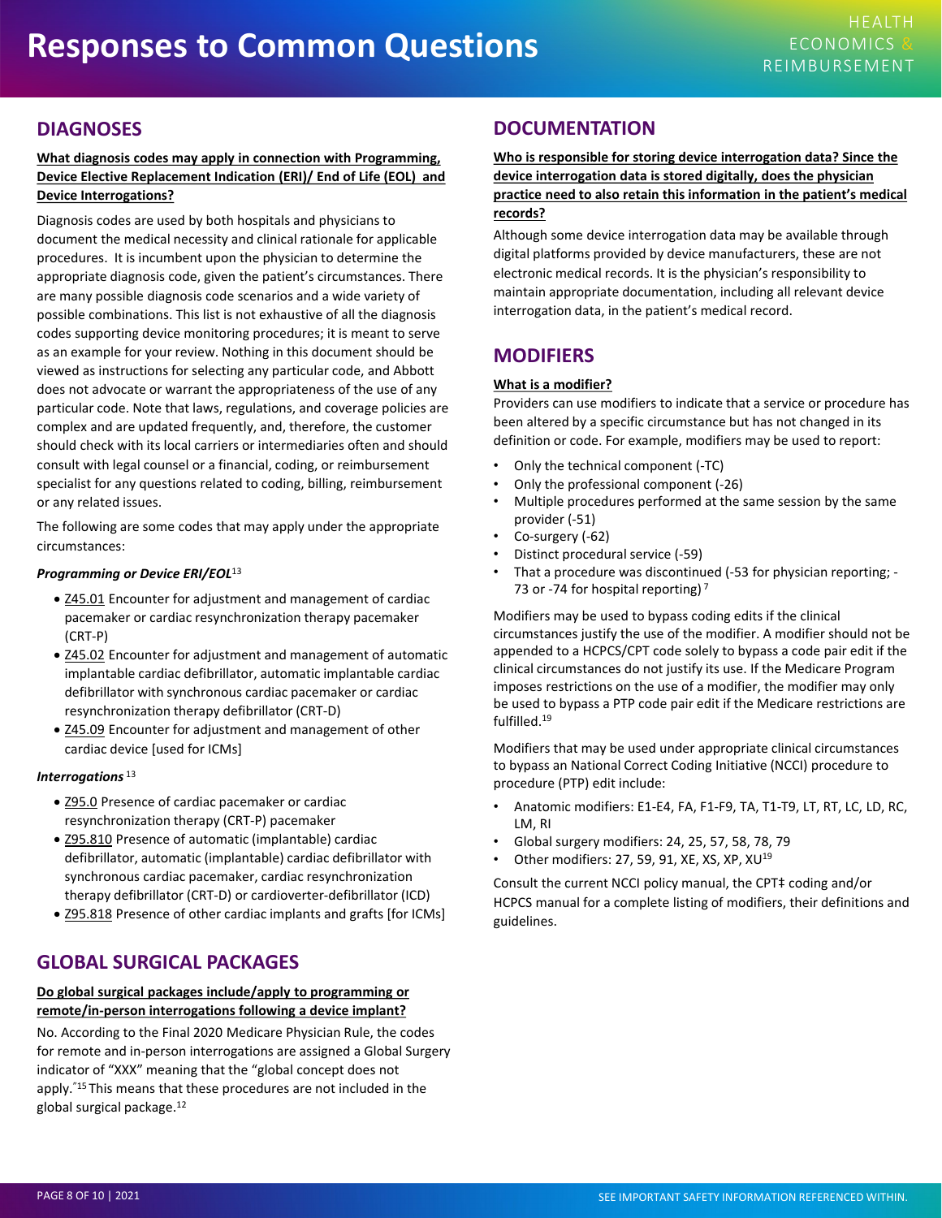# Responses to Common Questions

## DIAGNOSES

**What diagnosis codes may apply in connection with Programming, Device Elective Replacement Indication (ERI)/ End of Life (EOL) and Device Interrogations?**

Diagnosis codes are used by both hospitals and physicians to document the medical necessity and clinical rationale for applicable procedures. It is incumbent upon the physician to determine the appropriate diagnosis code, given the patient's circumstances. There are many possible diagnosis code scenarios and a wide variety of possible combinations. This list is not exhaustive of all the diagnosis codes supporting device monitoring procedures; it is meant to serve as an example for your review. Nothing in this document should be viewed as instructions for selecting any particular code, and Abbott does not advocate or warrant the appropriateness of the use of any particular code. Note that laws, regulations, and coverage policies are complex and are updated frequently, and, therefore, the customer should check with its local carriers or intermediaries often and should consult with legal counsel or a financial, coding, or reimbursement specialist for any questions related to coding, billing, reimbursement or any related issues.

The following are some codes that may apply under the appropriate circumstances:

***Programming or Device ERI/EOL*** [13]

- Z45.01 Encounter for adjustment and management of cardiac pacemaker or cardiac resynchronization therapy pacemaker (CRT-P)
- Z45.02 Encounter for adjustment and management of automatic implantable cardiac defibrillator, automatic implantable cardiac defibrillator with synchronous cardiac pacemaker or cardiac resynchronization therapy defibrillator (CRT-D)
- Z45.09 Encounter for adjustment and management of other cardiac device [used for ICMs]

***Interrogations*** [13]

- Z95.0 Presence of cardiac pacemaker or cardiac resynchronization therapy (CRT-P) pacemaker
- Z95.810 Presence of automatic (implantable) cardiac defibrillator, automatic (implantable) cardiac defibrillator with synchronous cardiac pacemaker, cardiac resynchronization therapy defibrillator (CRT-D) or cardioverter-defibrillator (ICD)
- Z95.818 Presence of other cardiac implants and grafts [for ICMs]

## GLOBAL SURGICAL PACKAGES

**Do global surgical packages include/apply to programming or remote/in-person interrogations following a device implant?**

No. According to the Final 2020 Medicare Physician Rule, the codes for remote and in-person interrogations are assigned a Global Surgery indicator of "XXX" meaning that the "global concept does not apply."[15] This means that these procedures are not included in the global surgical package.[12]

## DOCUMENTATION

**Who is responsible for storing device interrogation data? Since the device interrogation data is stored digitally, does the physician practice need to also retain this information in the patient's medical records?**

Although some device interrogation data may be available through digital platforms provided by device manufacturers, these are not electronic medical records. It is the physician's responsibility to maintain appropriate documentation, including all relevant device interrogation data, in the patient's medical record.

## MODIFIERS

**What is a modifier?**

Providers can use modifiers to indicate that a service or procedure has been altered by a specific circumstance but has not changed in its definition or code. For example, modifiers may be used to report:

- Only the technical component (-TC)
- Only the professional component (-26)
- Multiple procedures performed at the same session by the same provider (-51)
- Co-surgery (-62)
- Distinct procedural service (-59)
- That a procedure was discontinued (-53 for physician reporting; -73 or -74 for hospital reporting)[7]

Modifiers may be used to bypass coding edits if the clinical circumstances justify the use of the modifier. A modifier should not be appended to a HCPCS/CPT code solely to bypass a code pair edit if the clinical circumstances do not justify its use. If the Medicare Program imposes restrictions on the use of a modifier, the modifier may only be used to bypass a PTP code pair edit if the Medicare restrictions are fulfilled.[19]

Modifiers that may be used under appropriate clinical circumstances to bypass an National Correct Coding Initiative (NCCI) procedure to procedure (PTP) edit include:

- Anatomic modifiers: E1-E4, FA, F1-F9, TA, T1-T9, LT, RT, LC, LD, RC, LM, RI
- Global surgery modifiers: 24, 25, 57, 58, 78, 79
- Other modifiers: 27, 59, 91, XE, XS, XP, XU[19]

Consult the current NCCI policy manual, the CPT‡ coding and/or HCPCS manual for a complete listing of modifiers, their definitions and guidelines.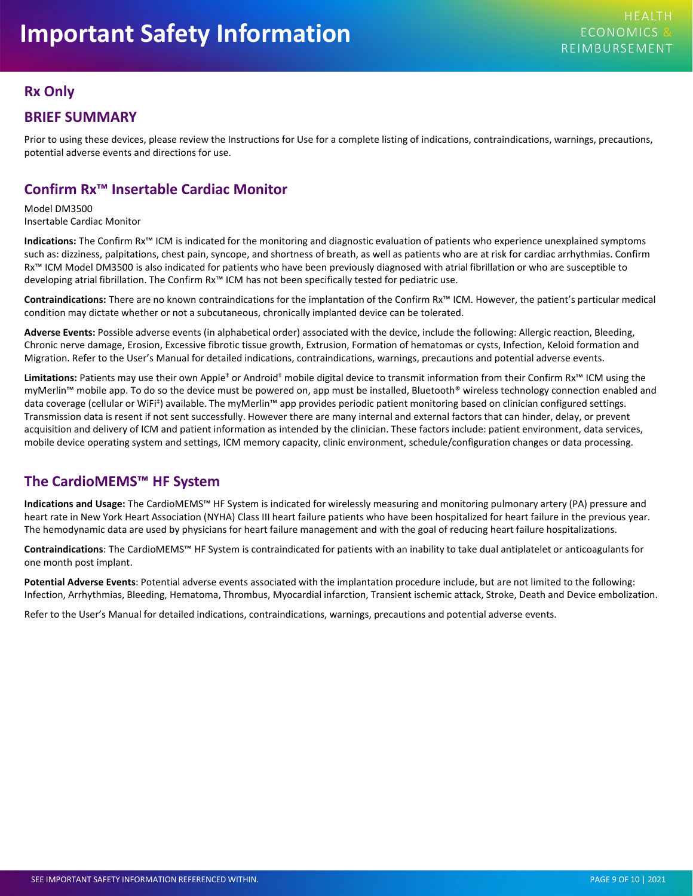# Important Safety Information

## Rx Only

## BRIEF SUMMARY

Prior to using these devices, please review the Instructions for Use for a complete listing of indications, contraindications, warnings, precautions, potential adverse events and directions for use.

## Confirm Rx™ Insertable Cardiac Monitor

Model DM3500
Insertable Cardiac Monitor

**Indications:** The Confirm Rx™ ICM is indicated for the monitoring and diagnostic evaluation of patients who experience unexplained symptoms such as: dizziness, palpitations, chest pain, syncope, and shortness of breath, as well as patients who are at risk for cardiac arrhythmias. Confirm Rx™ ICM Model DM3500 is also indicated for patients who have been previously diagnosed with atrial fibrillation or who are susceptible to developing atrial fibrillation. The Confirm Rx™ ICM has not been specifically tested for pediatric use.

**Contraindications:** There are no known contraindications for the implantation of the Confirm Rx™ ICM. However, the patient's particular medical condition may dictate whether or not a subcutaneous, chronically implanted device can be tolerated.

**Adverse Events:** Possible adverse events (in alphabetical order) associated with the device, include the following: Allergic reaction, Bleeding, Chronic nerve damage, Erosion, Excessive fibrotic tissue growth, Extrusion, Formation of hematomas or cysts, Infection, Keloid formation and Migration. Refer to the User's Manual for detailed indications, contraindications, warnings, precautions and potential adverse events.

**Limitations:** Patients may use their own Apple‡ or Android‡ mobile digital device to transmit information from their Confirm Rx™ ICM using the myMerlin™ mobile app. To do so the device must be powered on, app must be installed, Bluetooth® wireless technology connection enabled and data coverage (cellular or WiFi‡) available. The myMerlin™ app provides periodic patient monitoring based on clinician configured settings. Transmission data is resent if not sent successfully. However there are many internal and external factors that can hinder, delay, or prevent acquisition and delivery of ICM and patient information as intended by the clinician. These factors include: patient environment, data services, mobile device operating system and settings, ICM memory capacity, clinic environment, schedule/configuration changes or data processing.

## The CardioMEMS™ HF System

**Indications and Usage:** The CardioMEMS™ HF System is indicated for wirelessly measuring and monitoring pulmonary artery (PA) pressure and heart rate in New York Heart Association (NYHA) Class III heart failure patients who have been hospitalized for heart failure in the previous year. The hemodynamic data are used by physicians for heart failure management and with the goal of reducing heart failure hospitalizations.

**Contraindications**: The CardioMEMS™ HF System is contraindicated for patients with an inability to take dual antiplatelet or anticoagulants for one month post implant.

**Potential Adverse Events**: Potential adverse events associated with the implantation procedure include, but are not limited to the following: Infection, Arrhythmias, Bleeding, Hematoma, Thrombus, Myocardial infarction, Transient ischemic attack, Stroke, Death and Device embolization.

Refer to the User's Manual for detailed indications, contraindications, warnings, precautions and potential adverse events.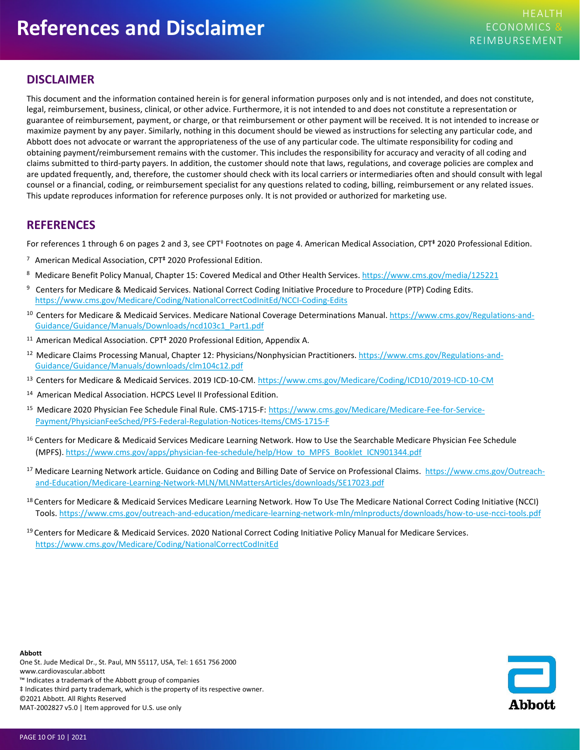# References and Disclaimer

## DISCLAIMER

This document and the information contained herein is for general information purposes only and is not intended, and does not constitute, legal, reimbursement, business, clinical, or other advice. Furthermore, it is not intended to and does not constitute a representation or guarantee of reimbursement, payment, or charge, or that reimbursement or other payment will be received. It is not intended to increase or maximize payment by any payer. Similarly, nothing in this document should be viewed as instructions for selecting any particular code, and Abbott does not advocate or warrant the appropriateness of the use of any particular code. The ultimate responsibility for coding and obtaining payment/reimbursement remains with the customer. This includes the responsibility for accuracy and veracity of all coding and claims submitted to third-party payers. In addition, the customer should note that laws, regulations, and coverage policies are complex and are updated frequently, and, therefore, the customer should check with its local carriers or intermediaries often and should consult with legal counsel or a financial, coding, or reimbursement specialist for any questions related to coding, billing, reimbursement or any related issues. This update reproduces information for reference purposes only. It is not provided or authorized for marketing use.

## REFERENCES

For references 1 through 6 on pages 2 and 3, see CPT‡ Footnotes on page 4. American Medical Association, CPT‡ 2020 Professional Edition.

[7] American Medical Association, CPT‡ 2020 Professional Edition.

[8] Medicare Benefit Policy Manual, Chapter 15: Covered Medical and Other Health Services. https://www.cms.gov/media/125221

[9] Centers for Medicare & Medicaid Services. National Correct Coding Initiative Procedure to Procedure (PTP) Coding Edits. https://www.cms.gov/Medicare/Coding/NationalCorrectCodInitEd/NCCI-Coding-Edits

[10] Centers for Medicare & Medicaid Services. Medicare National Coverage Determinations Manual. https://www.cms.gov/Regulations-and-Guidance/Guidance/Manuals/Downloads/ncd103c1_Part1.pdf

[11] American Medical Association. CPT‡ 2020 Professional Edition, Appendix A.

[12] Medicare Claims Processing Manual, Chapter 12: Physicians/Nonphysician Practitioners. https://www.cms.gov/Regulations-and-Guidance/Guidance/Manuals/downloads/clm104c12.pdf

[13] Centers for Medicare & Medicaid Services. 2019 ICD-10-CM. https://www.cms.gov/Medicare/Coding/ICD10/2019-ICD-10-CM

[14] American Medical Association. HCPCS Level II Professional Edition.

[15] Medicare 2020 Physician Fee Schedule Final Rule. CMS-1715-F: https://www.cms.gov/Medicare/Medicare-Fee-for-Service-Payment/PhysicianFeeSched/PFS-Federal-Regulation-Notices-Items/CMS-1715-F

[16] Centers for Medicare & Medicaid Services Medicare Learning Network. How to Use the Searchable Medicare Physician Fee Schedule (MPFS). https://www.cms.gov/apps/physician-fee-schedule/help/How_to_MPFS_Booklet_ICN901344.pdf

[17] Medicare Learning Network article. Guidance on Coding and Billing Date of Service on Professional Claims. https://www.cms.gov/Outreach-and-Education/Medicare-Learning-Network-MLN/MLNMattersArticles/downloads/SE17023.pdf

[18] Centers for Medicare & Medicaid Services Medicare Learning Network. How To Use The Medicare National Correct Coding Initiative (NCCI) Tools. https://www.cms.gov/outreach-and-education/medicare-learning-network-mln/mlnproducts/downloads/how-to-use-ncci-tools.pdf

[19] Centers for Medicare & Medicaid Services. 2020 National Correct Coding Initiative Policy Manual for Medicare Services. https://www.cms.gov/Medicare/Coding/NationalCorrectCodInitEd

**Abbott**
One St. Jude Medical Dr., St. Paul, MN 55117, USA, Tel: 1 651 756 2000
www.cardiovascular.abbott
™ Indicates a trademark of the Abbott group of companies
‡ Indicates third party trademark, which is the property of its respective owner.
©2021 Abbott. All Rights Reserved
MAT-2002827 v5.0 | Item approved for U.S. use only